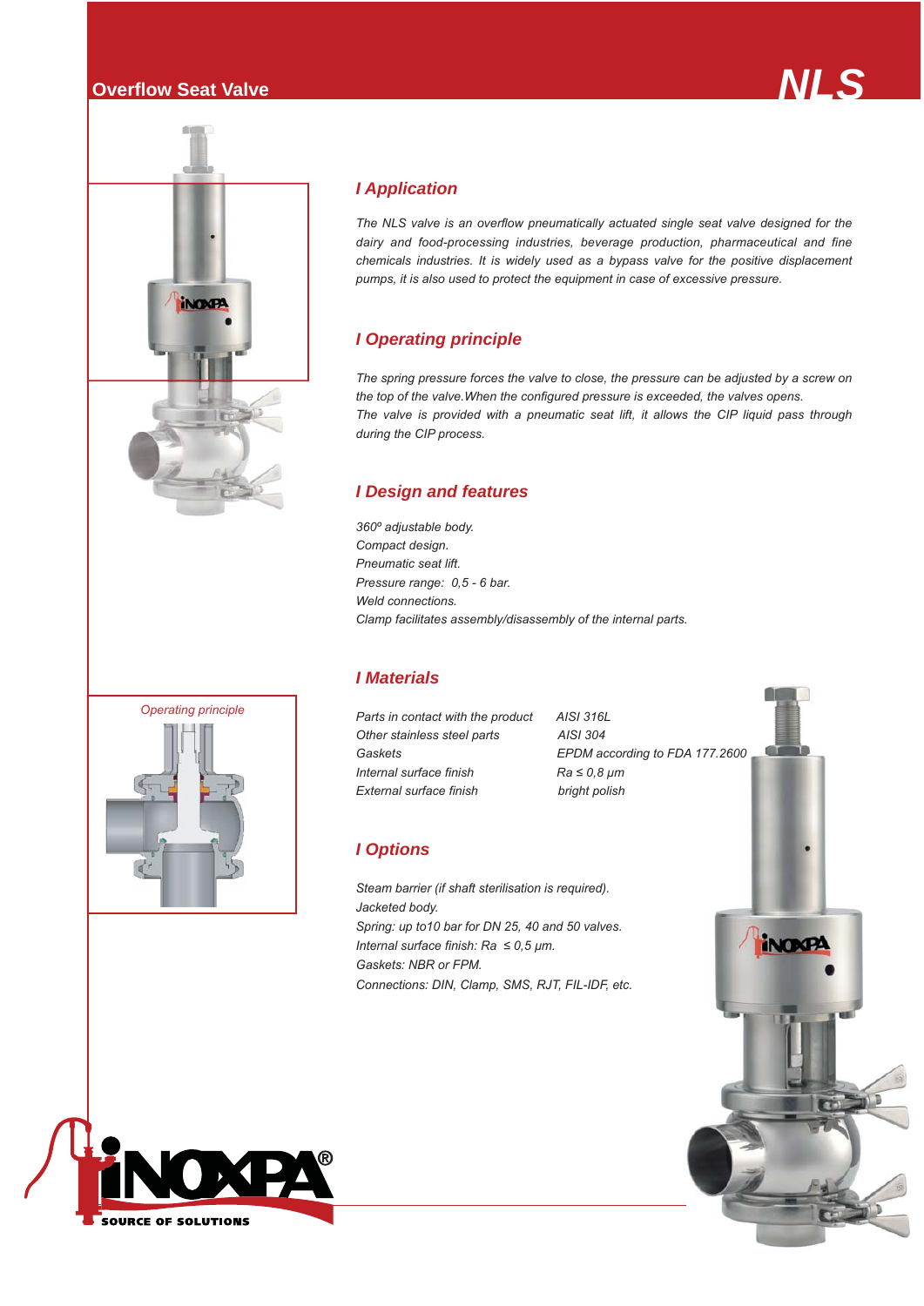# Overflow Seat Valve

# NLS

Operating principle

## I Application

*The NLS valve is an overflow pneumatically actuated single seat valve designed for the dairy and food-processing industries, beverage production, pharmaceutical and fine chemicals industries. It is widely used as a bypass valve for the positive displacement pumps, it is also used to protect the equipment in case of excessive pressure.*

## I Operating principle

*The spring pressure forces the valve to close, the pressure can be adjusted by a screw on the top of the valve.When the configured pressure is exceeded, the valves opens.*
*The valve is provided with a pneumatic seat lift, it allows the CIP liquid pass through during the CIP process.*

## I Design and features

*360º adjustable body.*
*Compact design.*
*Pneumatic seat lift.*
*Pressure range: 0,5 - 6 bar.*
*Weld connections.*
*Clamp facilitates assembly/disassembly of the internal parts.*

## I Materials

| | |
|---|---|
| *Parts in contact with the product* | *AISI 316L* |
| *Other stainless steel parts* | *AISI 304* |
| *Gaskets* | *EPDM according to FDA 177.2600* |
| *Internal surface finish* | *Ra ≤ 0,8 μm* |
| *External surface finish* | *bright polish* |

## I Options

*Steam barrier (if shaft sterilisation is required).*
*Jacketed body.*
*Spring: up to10 bar for DN 25, 40 and 50 valves.*
*Internal surface finish: Ra ≤ 0,5 μm.*
*Gaskets: NBR or FPM.*
*Connections: DIN, Clamp, SMS, RJT, FIL-IDF, etc.*

INOXPA® SOURCE OF SOLUTIONS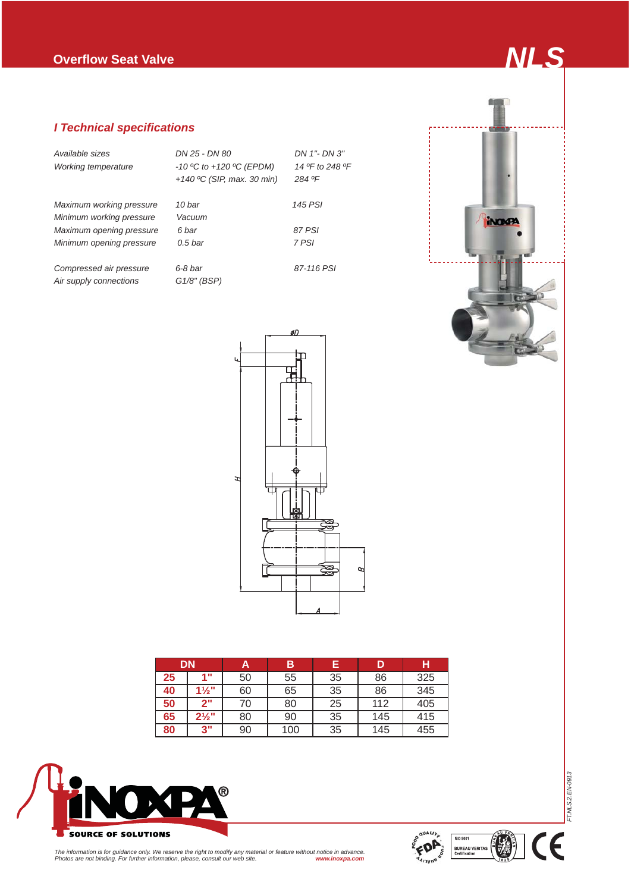## Overflow Seat Valve

# NLS

### I Technical specifications

| | | |
|---|---|---|
| *Available sizes* | *DN 25 - DN 80* | *DN 1"- DN 3"* |
| *Working temperature* | *-10 ºC to +120 ºC (EPDM)* | *14 ºF to 248 ºF* |
| | *+140 ºC (SIP, max. 30 min)* | *284 ºF* |
| *Maximum working pressure* | *10 bar* | *145 PSI* |
| *Minimum working pressure* | *Vacuum* | |
| *Maximum opening pressure* | *6 bar* | *87 PSI* |
| *Minimum opening pressure* | *0.5 bar* | *7 PSI* |
| *Compressed air pressure* | *6-8 bar* | *87-116 PSI* |
| *Air supply connections* | *G1/8" (BSP)* | |

øD

E

H

B

A

| DN | | A | B | E | D | H |
|---|---|---|---|---|---|---|
| **25** | **1"** | 50 | 55 | 35 | 86 | 325 |
| **40** | **1½"** | 60 | 65 | 35 | 86 | 345 |
| **50** | **2"** | 70 | 80 | 25 | 112 | 405 |
| **65** | **2½"** | 80 | 90 | 35 | 145 | 415 |
| **80** | **3"** | 90 | 100 | 35 | 145 | 455 |

INOXPA® SOURCE OF SOLUTIONS

*The information is for guidance only. We reserve the right to modify any material or feature without notice in advance. Photos are not binding. For further information, please, consult our web site.* ***www.inoxpa.com***

FT.NLS.2.EN-0913